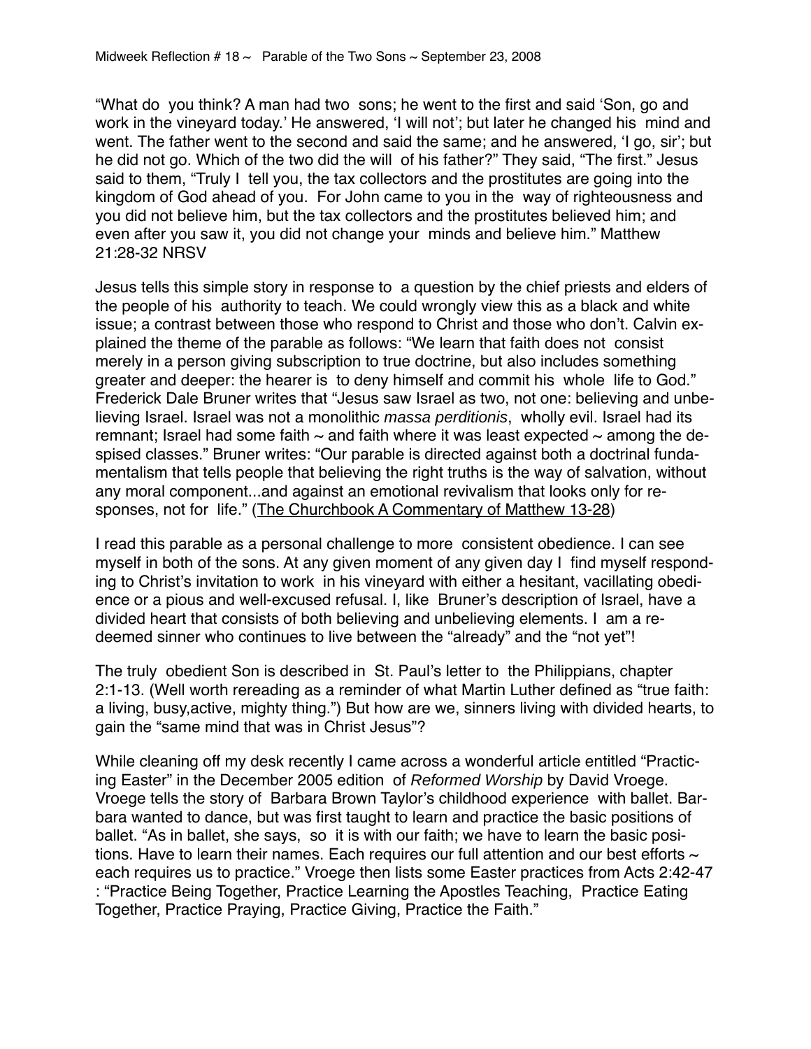Midweek Reflection # 18 ~ Parable of the Two Sons ~ September 23, 2008

"What do you think? A man had two sons; he went to the first and said 'Son, go and work in the vineyard today.' He answered, 'I will not'; but later he changed his mind and went. The father went to the second and said the same; and he answered, 'I go, sir'; but he did not go. Which of the two did the will of his father?" They said, "The first." Jesus said to them, "Truly I tell you, the tax collectors and the prostitutes are going into the kingdom of God ahead of you. For John came to you in the way of righteousness and you did not believe him, but the tax collectors and the prostitutes believed him; and even after you saw it, you did not change your minds and believe him." Matthew 21:28-32 NRSV

Jesus tells this simple story in response to a question by the chief priests and elders of the people of his authority to teach. We could wrongly view this as a black and white issue; a contrast between those who respond to Christ and those who don't. Calvin explained the theme of the parable as follows: "We learn that faith does not consist merely in a person giving subscription to true doctrine, but also includes something greater and deeper: the hearer is to deny himself and commit his whole life to God." Frederick Dale Bruner writes that "Jesus saw Israel as two, not one: believing and unbelieving Israel. Israel was not a monolithic *massa perditionis*, wholly evil. Israel had its remnant; Israel had some faith ~ and faith where it was least expected ~ among the despised classes." Bruner writes: "Our parable is directed against both a doctrinal fundamentalism that tells people that believing the right truths is the way of salvation, without any moral component...and against an emotional revivalism that looks only for responses, not for life." (<u>The Churchbook A Commentary of Matthew 13-28</u>)

I read this parable as a personal challenge to more consistent obedience. I can see myself in both of the sons. At any given moment of any given day I find myself responding to Christ's invitation to work in his vineyard with either a hesitant, vacillating obedience or a pious and well-excused refusal. I, like Bruner's description of Israel, have a divided heart that consists of both believing and unbelieving elements. I am a redeemed sinner who continues to live between the "already" and the "not yet"!

The truly obedient Son is described in St. Paul's letter to the Philippians, chapter 2:1-13. (Well worth rereading as a reminder of what Martin Luther defined as "true faith: a living, busy,active, mighty thing.") But how are we, sinners living with divided hearts, to gain the "same mind that was in Christ Jesus"?

While cleaning off my desk recently I came across a wonderful article entitled "Practicing Easter" in the December 2005 edition of *Reformed Worship* by David Vroege. Vroege tells the story of Barbara Brown Taylor's childhood experience with ballet. Barbara wanted to dance, but was first taught to learn and practice the basic positions of ballet. "As in ballet, she says, so it is with our faith; we have to learn the basic positions. Have to learn their names. Each requires our full attention and our best efforts ~ each requires us to practice." Vroege then lists some Easter practices from Acts 2:42-47 : "Practice Being Together, Practice Learning the Apostles Teaching, Practice Eating Together, Practice Praying, Practice Giving, Practice the Faith."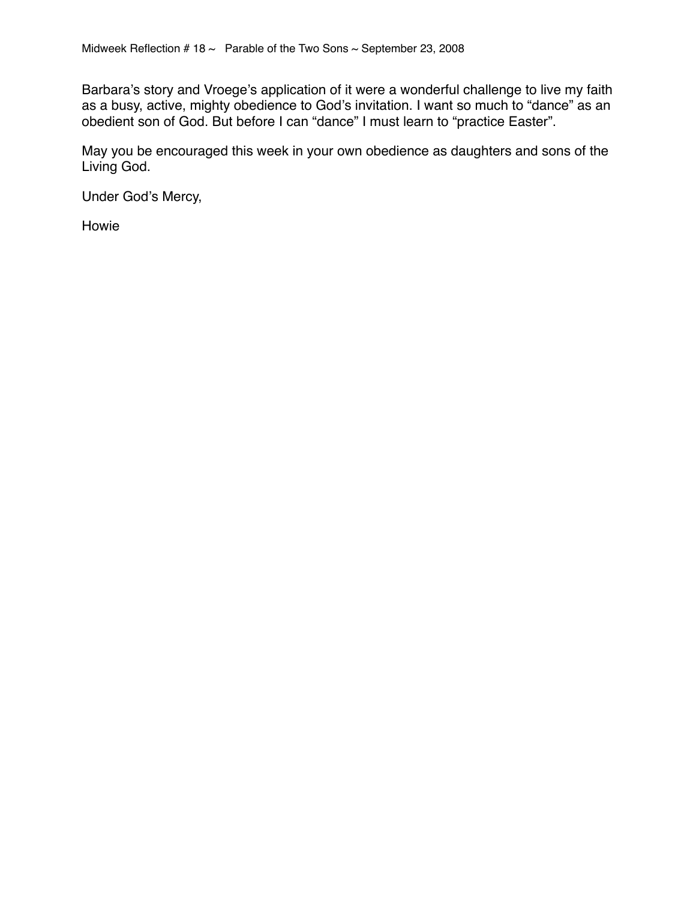Barbara's story and Vroege's application of it were a wonderful challenge to live my faith as a busy, active, mighty obedience to God's invitation. I want so much to "dance" as an obedient son of God. But before I can "dance" I must learn to "practice Easter".

May you be encouraged this week in your own obedience as daughters and sons of the Living God.

Under God's Mercy,

Howie